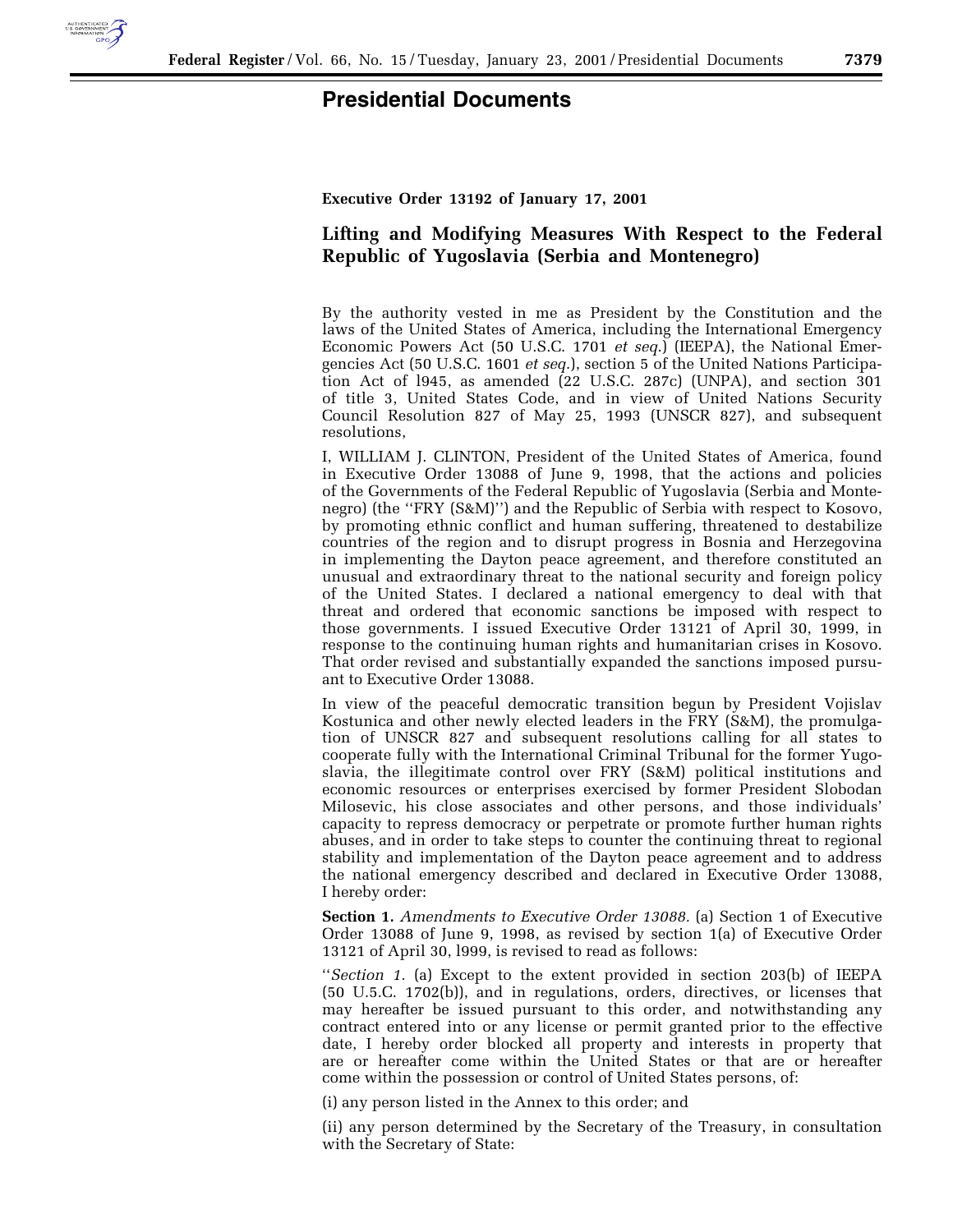# Presidential Documents

**Executive Order 13192 of January 17, 2001**

## Lifting and Modifying Measures With Respect to the Federal Republic of Yugoslavia (Serbia and Montenegro)

By the authority vested in me as President by the Constitution and the laws of the United States of America, including the International Emergency Economic Powers Act (50 U.S.C. 1701 *et seq.*) (IEEPA), the National Emergencies Act (50 U.S.C. 1601 *et seq.*), section 5 of the United Nations Participation Act of l945, as amended (22 U.S.C. 287c) (UNPA), and section 301 of title 3, United States Code, and in view of United Nations Security Council Resolution 827 of May 25, 1993 (UNSCR 827), and subsequent resolutions,

I, WILLIAM J. CLINTON, President of the United States of America, found in Executive Order 13088 of June 9, 1998, that the actions and policies of the Governments of the Federal Republic of Yugoslavia (Serbia and Montenegro) (the ''FRY (S&M)'') and the Republic of Serbia with respect to Kosovo, by promoting ethnic conflict and human suffering, threatened to destabilize countries of the region and to disrupt progress in Bosnia and Herzegovina in implementing the Dayton peace agreement, and therefore constituted an unusual and extraordinary threat to the national security and foreign policy of the United States. I declared a national emergency to deal with that threat and ordered that economic sanctions be imposed with respect to those governments. I issued Executive Order 13121 of April 30, 1999, in response to the continuing human rights and humanitarian crises in Kosovo. That order revised and substantially expanded the sanctions imposed pursuant to Executive Order 13088.

In view of the peaceful democratic transition begun by President Vojislav Kostunica and other newly elected leaders in the FRY (S&M), the promulgation of UNSCR 827 and subsequent resolutions calling for all states to cooperate fully with the International Criminal Tribunal for the former Yugoslavia, the illegitimate control over FRY (S&M) political institutions and economic resources or enterprises exercised by former President Slobodan Milosevic, his close associates and other persons, and those individuals' capacity to repress democracy or perpetrate or promote further human rights abuses, and in order to take steps to counter the continuing threat to regional stability and implementation of the Dayton peace agreement and to address the national emergency described and declared in Executive Order 13088, I hereby order:

**Section 1.** *Amendments to Executive Order 13088.* (a) Section 1 of Executive Order 13088 of June 9, 1998, as revised by section 1(a) of Executive Order 13121 of April 30, l999, is revised to read as follows:

''*Section 1.* (a) Except to the extent provided in section 203(b) of IEEPA (50 U.5.C. 1702(b)), and in regulations, orders, directives, or licenses that may hereafter be issued pursuant to this order, and notwithstanding any contract entered into or any license or permit granted prior to the effective date, I hereby order blocked all property and interests in property that are or hereafter come within the United States or that are or hereafter come within the possession or control of United States persons, of:

(i) any person listed in the Annex to this order; and

(ii) any person determined by the Secretary of the Treasury, in consultation with the Secretary of State: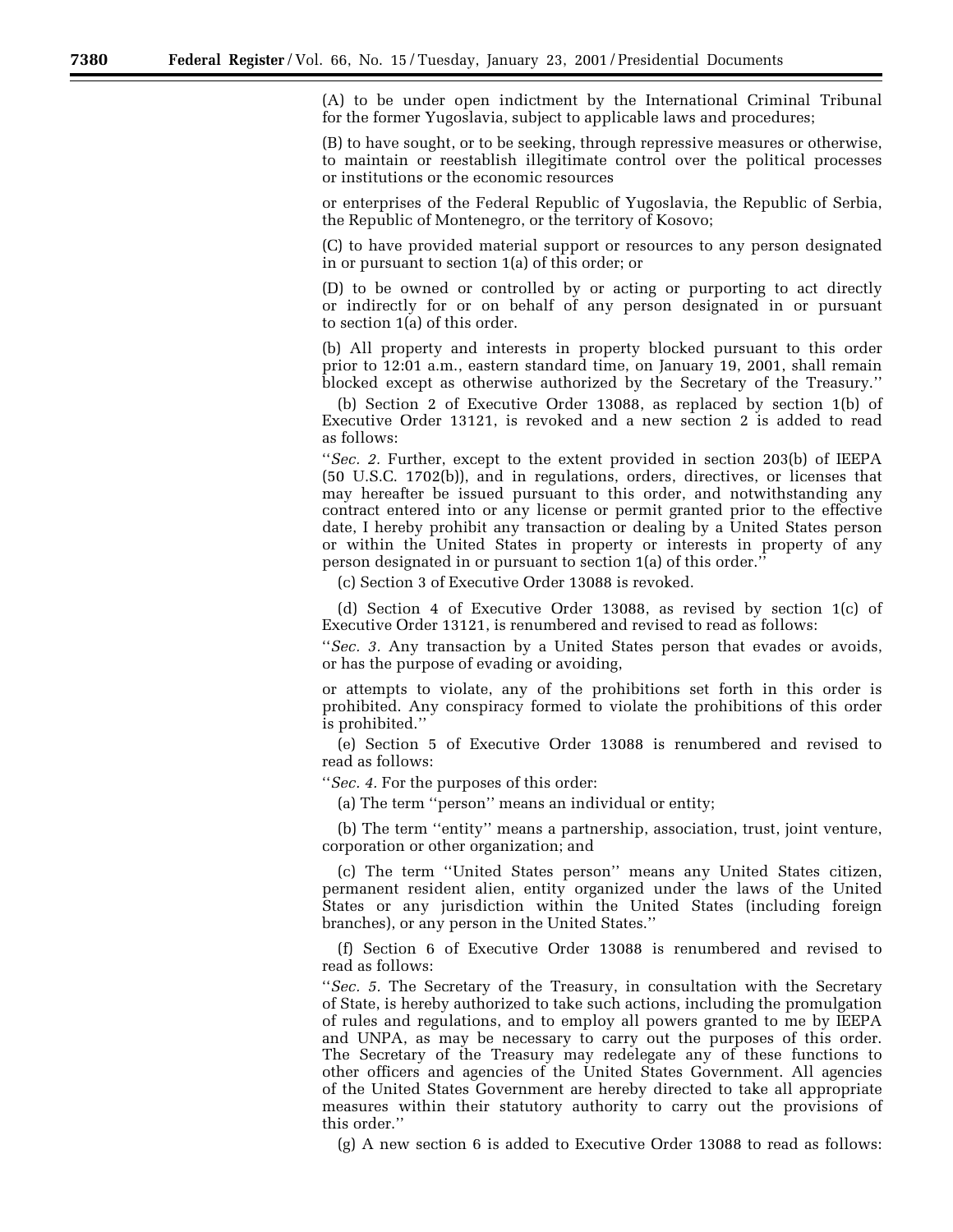(A) to be under open indictment by the International Criminal Tribunal for the former Yugoslavia, subject to applicable laws and procedures;

(B) to have sought, or to be seeking, through repressive measures or otherwise, to maintain or reestablish illegitimate control over the political processes or institutions or the economic resources

or enterprises of the Federal Republic of Yugoslavia, the Republic of Serbia, the Republic of Montenegro, or the territory of Kosovo;

(C) to have provided material support or resources to any person designated in or pursuant to section 1(a) of this order; or

(D) to be owned or controlled by or acting or purporting to act directly or indirectly for or on behalf of any person designated in or pursuant to section 1(a) of this order.

(b) All property and interests in property blocked pursuant to this order prior to 12:01 a.m., eastern standard time, on January 19, 2001, shall remain blocked except as otherwise authorized by the Secretary of the Treasury.''

(b) Section 2 of Executive Order 13088, as replaced by section 1(b) of Executive Order 13121, is revoked and a new section 2 is added to read as follows:

''*Sec. 2.* Further, except to the extent provided in section 203(b) of IEEPA (50 U.S.C. 1702(b)), and in regulations, orders, directives, or licenses that may hereafter be issued pursuant to this order, and notwithstanding any contract entered into or any license or permit granted prior to the effective date, I hereby prohibit any transaction or dealing by a United States person or within the United States in property or interests in property of any person designated in or pursuant to section 1(a) of this order.''

(c) Section 3 of Executive Order 13088 is revoked.

(d) Section 4 of Executive Order 13088, as revised by section 1(c) of Executive Order 13121, is renumbered and revised to read as follows:

''*Sec. 3.* Any transaction by a United States person that evades or avoids, or has the purpose of evading or avoiding,

or attempts to violate, any of the prohibitions set forth in this order is prohibited. Any conspiracy formed to violate the prohibitions of this order is prohibited.''

(e) Section 5 of Executive Order 13088 is renumbered and revised to read as follows:

''*Sec. 4.* For the purposes of this order:

(a) The term ''person'' means an individual or entity;

(b) The term ''entity'' means a partnership, association, trust, joint venture, corporation or other organization; and

(c) The term ''United States person'' means any United States citizen, permanent resident alien, entity organized under the laws of the United States or any jurisdiction within the United States (including foreign branches), or any person in the United States.''

(f) Section 6 of Executive Order 13088 is renumbered and revised to read as follows:

''*Sec. 5.* The Secretary of the Treasury, in consultation with the Secretary of State, is hereby authorized to take such actions, including the promulgation of rules and regulations, and to employ all powers granted to me by IEEPA and UNPA, as may be necessary to carry out the purposes of this order. The Secretary of the Treasury may redelegate any of these functions to other officers and agencies of the United States Government. All agencies of the United States Government are hereby directed to take all appropriate measures within their statutory authority to carry out the provisions of this order.''

(g) A new section 6 is added to Executive Order 13088 to read as follows: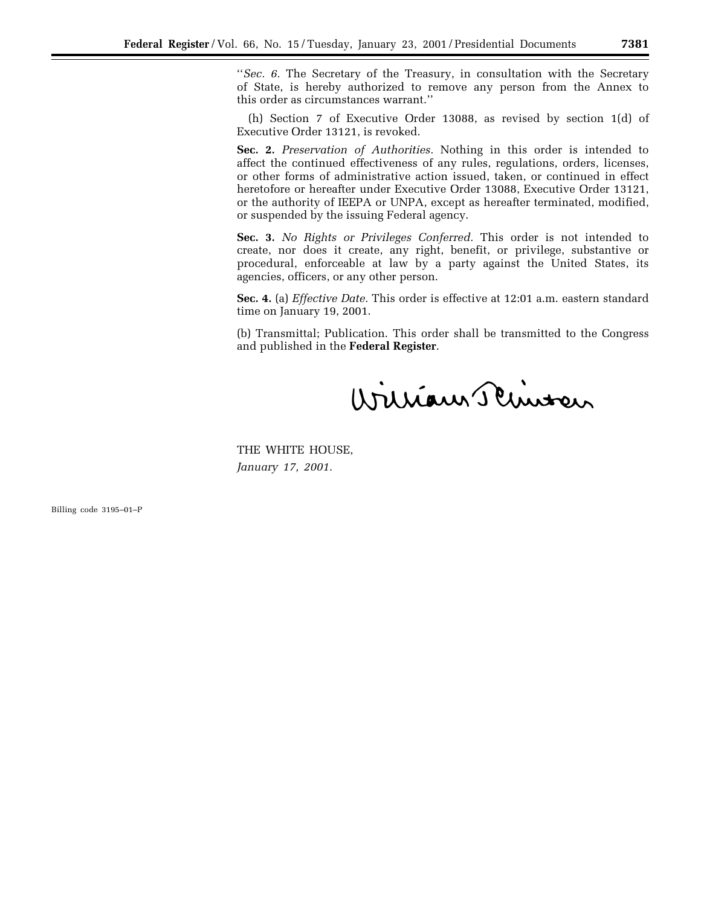"*Sec. 6*. The Secretary of the Treasury, in consultation with the Secretary of State, is hereby authorized to remove any person from the Annex to this order as circumstances warrant."

(h) Section 7 of Executive Order 13088, as revised by section 1(d) of Executive Order 13121, is revoked.

**Sec. 2.** *Preservation of Authorities.* Nothing in this order is intended to affect the continued effectiveness of any rules, regulations, orders, licenses, or other forms of administrative action issued, taken, or continued in effect heretofore or hereafter under Executive Order 13088, Executive Order 13121, or the authority of IEEPA or UNPA, except as hereafter terminated, modified, or suspended by the issuing Federal agency.

**Sec. 3.** *No Rights or Privileges Conferred.* This order is not intended to create, nor does it create, any right, benefit, or privilege, substantive or procedural, enforceable at law by a party against the United States, its agencies, officers, or any other person.

**Sec. 4.** (a) *Effective Date.* This order is effective at 12:01 a.m. eastern standard time on January 19, 2001.

(b) Transmittal; Publication. This order shall be transmitted to the Congress and published in the **Federal Register**.

William J. Clinton

THE WHITE HOUSE,
*January 17, 2001.*

Billing code 3195–01–P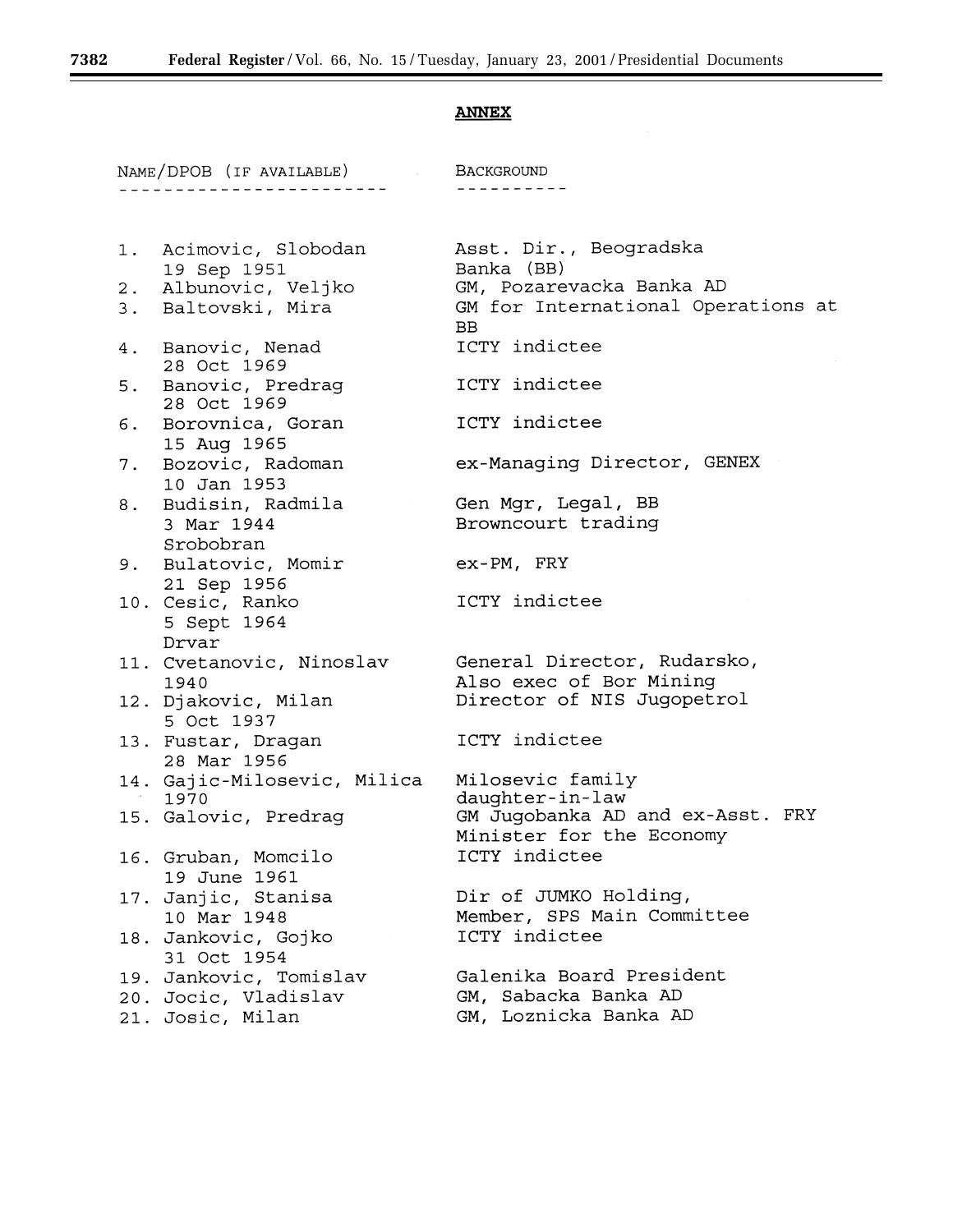## ANNEX

| NAME/DPOB (IF AVAILABLE) | BACKGROUND |
|---|---|
| 1. Acimovic, Slobodan<br>19 Sep 1951 | Asst. Dir., Beogradska Banka (BB) |
| 2. Albunovic, Veljko | GM, Pozarevacka Banka AD |
| 3. Baltovski, Mira | GM for International Operations at BB |
| 4. Banovic, Nenad<br>28 Oct 1969 | ICTY indictee |
| 5. Banovic, Predrag<br>28 Oct 1969 | ICTY indictee |
| 6. Borovnica, Goran<br>15 Aug 1965 | ICTY indictee |
| 7. Bozovic, Radoman<br>10 Jan 1953 | ex-Managing Director, GENEX |
| 8. Budisin, Radmila<br>3 Mar 1944<br>Srobobran | Gen Mgr, Legal, BB<br>Browncourt trading |
| 9. Bulatovic, Momir<br>21 Sep 1956 | ex-PM, FRY |
| 10. Cesic, Ranko<br>5 Sept 1964<br>Drvar | ICTY indictee |
| 11. Cvetanovic, Ninoslav<br>1940 | General Director, Rudarsko,<br>Also exec of Bor Mining |
| 12. Djakovic, Milan<br>5 Oct 1937 | Director of NIS Jugopetrol |
| 13. Fustar, Dragan<br>28 Mar 1956 | ICTY indictee |
| 14. Gajic-Milosevic, Milica<br>1970 | Milosevic family daughter-in-law |
| 15. Galovic, Predrag | GM Jugobanka AD and ex-Asst. FRY Minister for the Economy |
| 16. Gruban, Momcilo<br>19 June 1961 | ICTY indictee |
| 17. Janjic, Stanisa<br>10 Mar 1948 | Dir of JUMKO Holding,<br>Member, SPS Main Committee |
| 18. Jankovic, Gojko<br>31 Oct 1954 | ICTY indictee |
| 19. Jankovic, Tomislav | Galenika Board President |
| 20. Jocic, Vladislav | GM, Sabacka Banka AD |
| 21. Josic, Milan | GM, Loznicka Banka AD |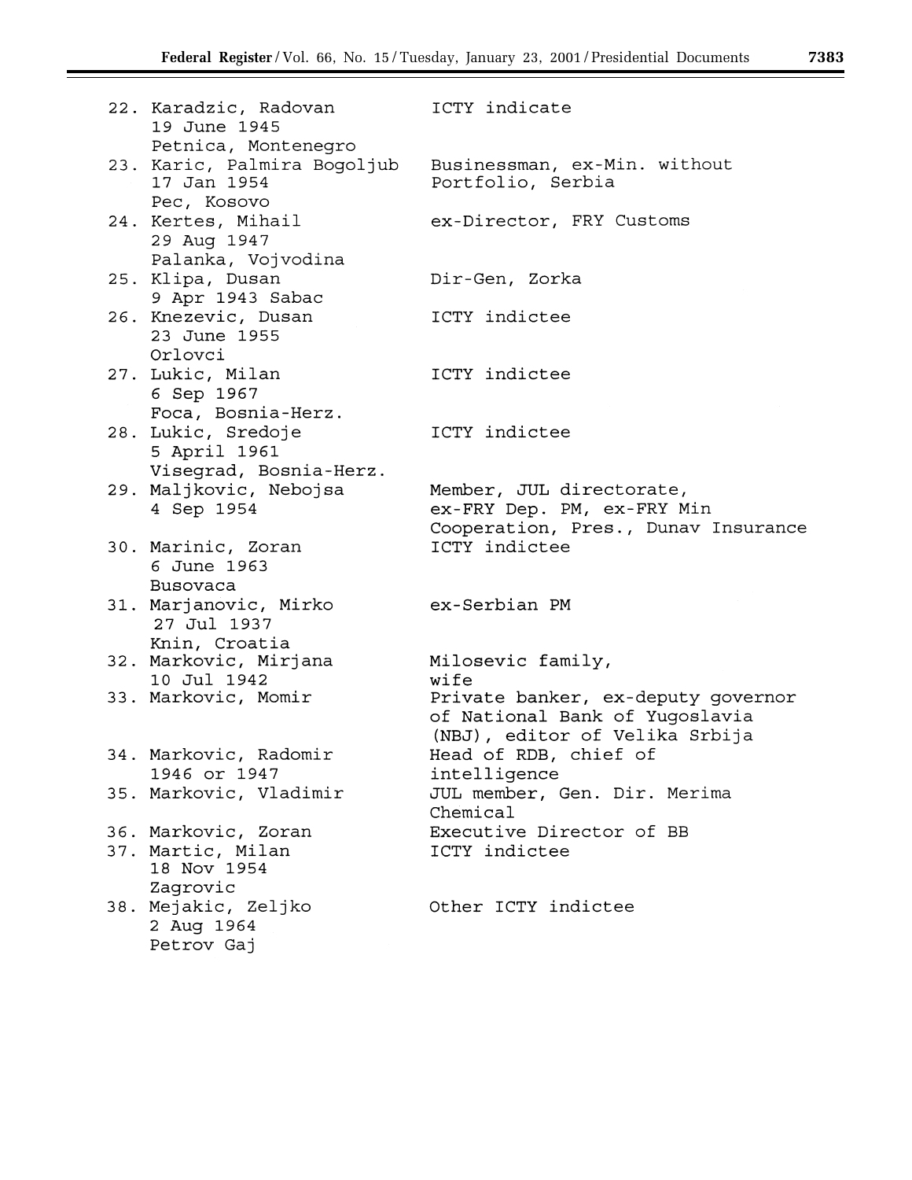| | |
|---|---|
| 22. Karadzic, Radovan<br>19 June 1945<br>Petnica, Montenegro | ICTY indicate |
| 23. Karic, Palmira Bogoljub<br>17 Jan 1954<br>Pec, Kosovo | Businessman, ex-Min. without Portfolio, Serbia |
| 24. Kertes, Mihail<br>29 Aug 1947<br>Palanka, Vojvodina | ex-Director, FRY Customs |
| 25. Klipa, Dusan<br>9 Apr 1943 Sabac | Dir-Gen, Zorka |
| 26. Knezevic, Dusan<br>23 June 1955<br>Orlovci | ICTY indictee |
| 27. Lukic, Milan<br>6 Sep 1967<br>Foca, Bosnia-Herz. | ICTY indictee |
| 28. Lukic, Sredoje<br>5 April 1961<br>Visegrad, Bosnia-Herz. | ICTY indictee |
| 29. Maljkovic, Nebojsa<br>4 Sep 1954 | Member, JUL directorate, ex-FRY Dep. PM, ex-FRY Min Cooperation, Pres., Dunav Insurance |
| 30. Marinic, Zoran<br>6 June 1963<br>Busovaca | ICTY indictee |
| 31. Marjanovic, Mirko<br>27 Jul 1937<br>Knin, Croatia | ex-Serbian PM |
| 32. Markovic, Mirjana<br>10 Jul 1942 | Milosevic family, wife |
| 33. Markovic, Momir | Private banker, ex-deputy governor of National Bank of Yugoslavia (NBJ), editor of Velika Srbija |
| 34. Markovic, Radomir<br>1946 or 1947 | Head of RDB, chief of intelligence |
| 35. Markovic, Vladimir | JUL member, Gen. Dir. Merima Chemical |
| 36. Markovic, Zoran | Executive Director of BB |
| 37. Martic, Milan<br>18 Nov 1954<br>Zagrovic | ICTY indictee |
| 38. Mejakic, Zeljko<br>2 Aug 1964<br>Petrov Gaj | Other ICTY indictee |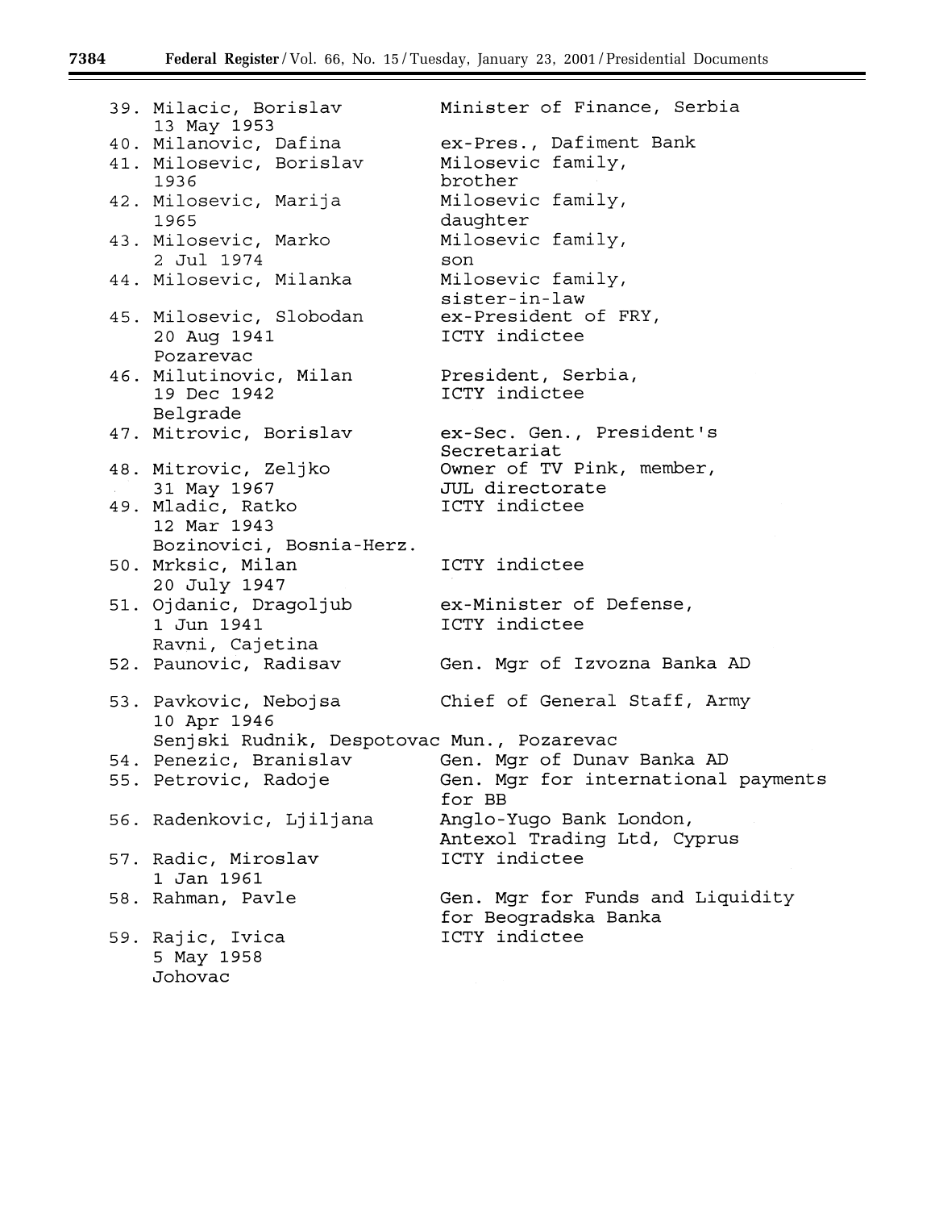| | |
|---|---|
| 39. Milacic, Borislav<br>13 May 1953 | Minister of Finance, Serbia |
| 40. Milanovic, Dafina | ex-Pres., Dafiment Bank |
| 41. Milosevic, Borislav<br>1936 | Milosevic family,<br>brother |
| 42. Milosevic, Marija<br>1965 | Milosevic family,<br>daughter |
| 43. Milosevic, Marko<br>2 Jul 1974 | Milosevic family,<br>son |
| 44. Milosevic, Milanka | Milosevic family,<br>sister-in-law |
| 45. Milosevic, Slobodan<br>20 Aug 1941<br>Pozarevac | ex-President of FRY,<br>ICTY indictee |
| 46. Milutinovic, Milan<br>19 Dec 1942<br>Belgrade | President, Serbia,<br>ICTY indictee |
| 47. Mitrovic, Borislav | ex-Sec. Gen., President's<br>Secretariat |
| 48. Mitrovic, Zeljko<br>31 May 1967 | Owner of TV Pink, member,<br>JUL directorate |
| 49. Mladic, Ratko<br>12 Mar 1943<br>Bozinovici, Bosnia-Herz. | ICTY indictee |
| 50. Mrksic, Milan<br>20 July 1947 | ICTY indictee |
| 51. Ojdanic, Dragoljub<br>1 Jun 1941<br>Ravni, Cajetina | ex-Minister of Defense,<br>ICTY indictee |
| 52. Paunovic, Radisav | Gen. Mgr of Izvozna Banka AD |
| 53. Pavkovic, Nebojsa<br>10 Apr 1946<br>Senjski Rudnik, Despotovac Mun., Pozarevac | Chief of General Staff, Army |
| 54. Penezic, Branislav | Gen. Mgr of Dunav Banka AD |
| 55. Petrovic, Radoje | Gen. Mgr for international payments<br>for BB |
| 56. Radenkovic, Ljiljana | Anglo-Yugo Bank London,<br>Antexol Trading Ltd, Cyprus |
| 57. Radic, Miroslav<br>1 Jan 1961 | ICTY indictee |
| 58. Rahman, Pavle | Gen. Mgr for Funds and Liquidity<br>for Beogradska Banka |
| 59. Rajic, Ivica<br>5 May 1958<br>Johovac | ICTY indictee |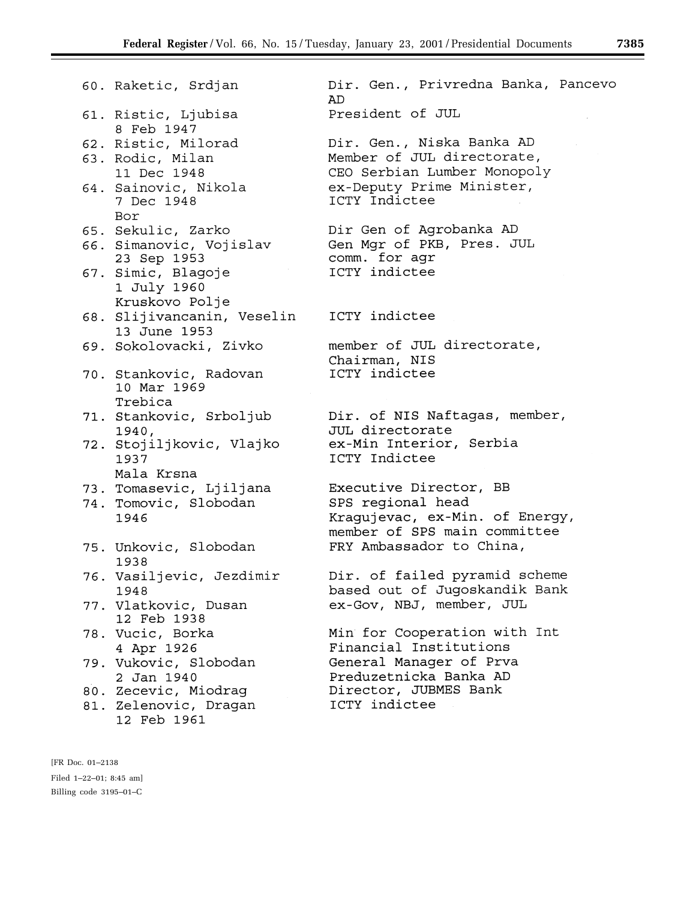| | |
|---|---|
| 60. Raketic, Srdjan | Dir. Gen., Privredna Banka, Pancevo AD |
| 61. Ristic, Ljubisa 8 Feb 1947 | President of JUL |
| 62. Ristic, Milorad | Dir. Gen., Niska Banka AD |
| 63. Rodic, Milan 11 Dec 1948 | Member of JUL directorate, CEO Serbian Lumber Monopoly |
| 64. Sainovic, Nikola 7 Dec 1948 Bor | ex-Deputy Prime Minister, ICTY Indictee |
| 65. Sekulic, Zarko | Dir Gen of Agrobanka AD |
| 66. Simanovic, Vojislav 23 Sep 1953 | Gen Mgr of PKB, Pres. JUL comm. for agr |
| 67. Simic, Blagoje 1 July 1960 Kruskovo Polje | ICTY indictee |
| 68. Slijivancanin, Veselin 13 June 1953 | ICTY indictee |
| 69. Sokolovacki, Zivko | member of JUL directorate, Chairman, NIS |
| 70. Stankovic, Radovan 10 Mar 1969 Trebica | ICTY indictee |
| 71. Stankovic, Srboljub 1940, | Dir. of NIS Naftagas, member, JUL directorate |
| 72. Stojiljkovic, Vlajko 1937 Mala Krsna | ex-Min Interior, Serbia ICTY Indictee |
| 73. Tomasevic, Ljiljana | Executive Director, BB |
| 74. Tomovic, Slobodan 1946 | SPS regional head Kragujevac, ex-Min. of Energy, member of SPS main committee |
| 75. Unkovic, Slobodan 1938 | FRY Ambassador to China, |
| 76. Vasiljevic, Jezdimir 1948 | Dir. of failed pyramid scheme based out of Jugoskandik Bank |
| 77. Vlatkovic, Dusan 12 Feb 1938 | ex-Gov, NBJ, member, JUL |
| 78. Vucic, Borka 4 Apr 1926 | Min for Cooperation with Int Financial Institutions |
| 79. Vukovic, Slobodan 2 Jan 1940 | General Manager of Prva Preduzetnicka Banka AD |
| 80. Zecevic, Miodrag | Director, JUBMES Bank |
| 81. Zelenovic, Dragan 12 Feb 1961 | ICTY indictee |

[FR Doc. 01–2138
Filed 1–22–01; 8:45 am]
Billing code 3195–01–C